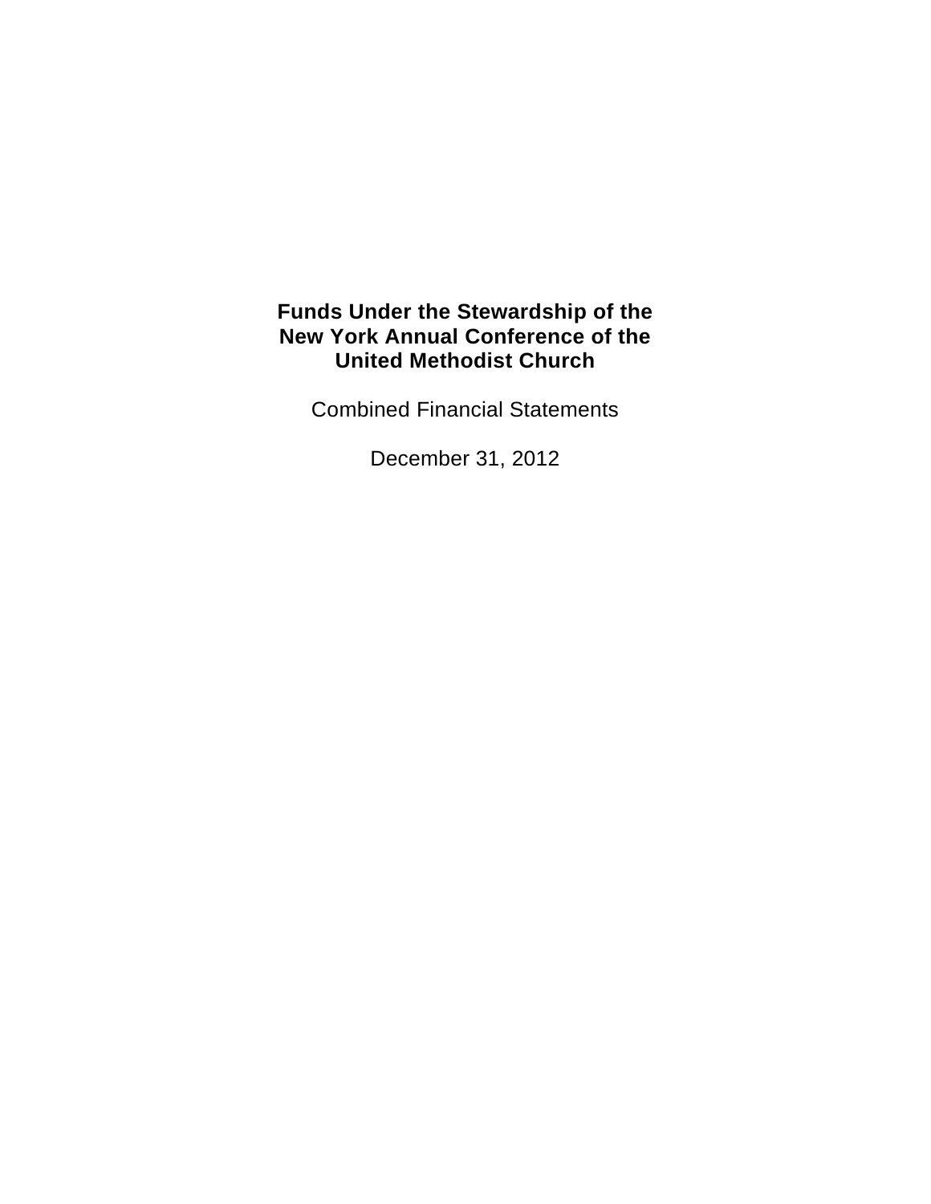# Funds Under the Stewardship of the New York Annual Conference of the United Methodist Church

Combined Financial Statements

December 31, 2012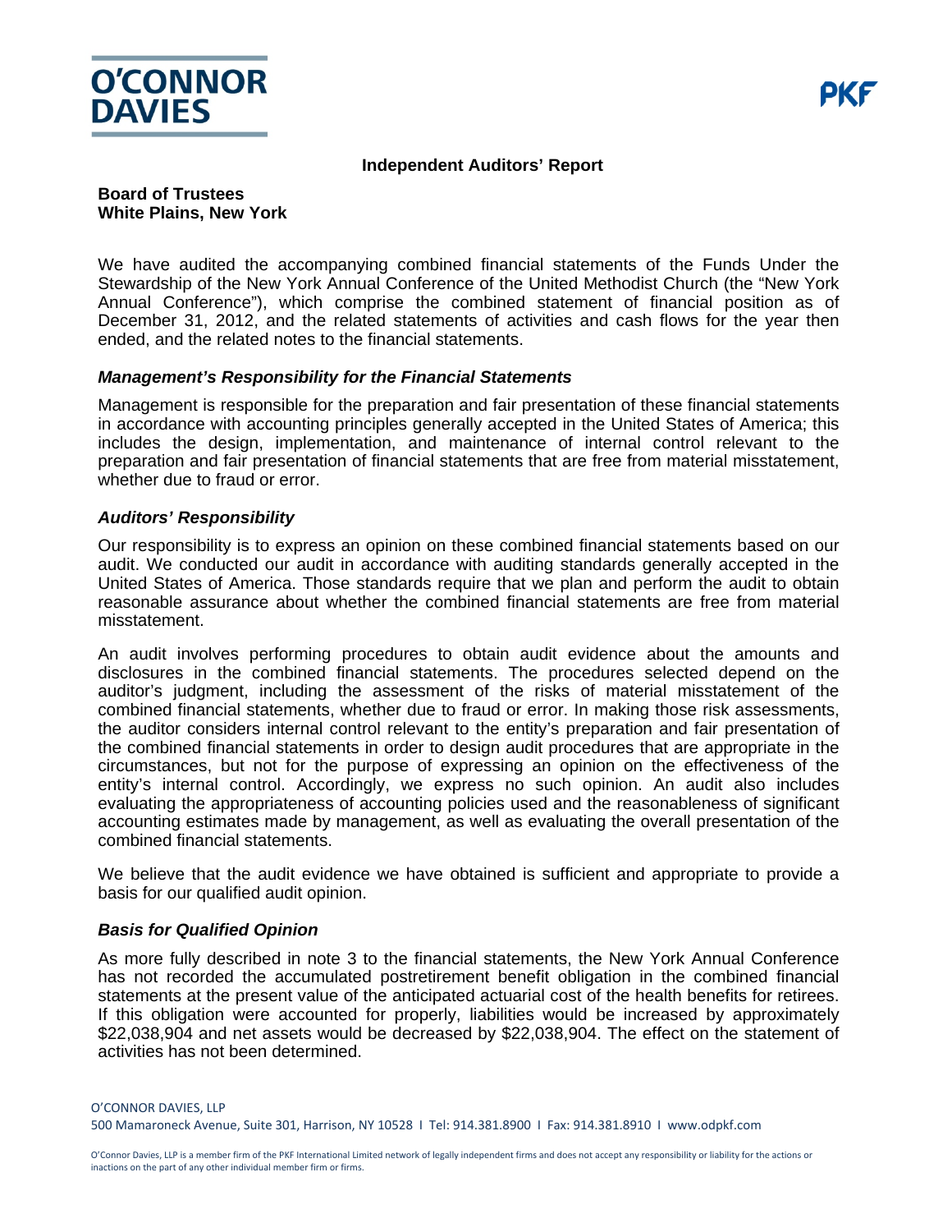O'CONNOR DAVIES

PKF

## Independent Auditors' Report

**Board of Trustees**
**White Plains, New York**

We have audited the accompanying combined financial statements of the Funds Under the Stewardship of the New York Annual Conference of the United Methodist Church (the "New York Annual Conference"), which comprise the combined statement of financial position as of December 31, 2012, and the related statements of activities and cash flows for the year then ended, and the related notes to the financial statements.

### *Management's Responsibility for the Financial Statements*

Management is responsible for the preparation and fair presentation of these financial statements in accordance with accounting principles generally accepted in the United States of America; this includes the design, implementation, and maintenance of internal control relevant to the preparation and fair presentation of financial statements that are free from material misstatement, whether due to fraud or error.

### *Auditors' Responsibility*

Our responsibility is to express an opinion on these combined financial statements based on our audit. We conducted our audit in accordance with auditing standards generally accepted in the United States of America. Those standards require that we plan and perform the audit to obtain reasonable assurance about whether the combined financial statements are free from material misstatement.

An audit involves performing procedures to obtain audit evidence about the amounts and disclosures in the combined financial statements. The procedures selected depend on the auditor's judgment, including the assessment of the risks of material misstatement of the combined financial statements, whether due to fraud or error. In making those risk assessments, the auditor considers internal control relevant to the entity's preparation and fair presentation of the combined financial statements in order to design audit procedures that are appropriate in the circumstances, but not for the purpose of expressing an opinion on the effectiveness of the entity's internal control. Accordingly, we express no such opinion. An audit also includes evaluating the appropriateness of accounting policies used and the reasonableness of significant accounting estimates made by management, as well as evaluating the overall presentation of the combined financial statements.

We believe that the audit evidence we have obtained is sufficient and appropriate to provide a basis for our qualified audit opinion.

### *Basis for Qualified Opinion*

As more fully described in note 3 to the financial statements, the New York Annual Conference has not recorded the accumulated postretirement benefit obligation in the combined financial statements at the present value of the anticipated actuarial cost of the health benefits for retirees. If this obligation were accounted for properly, liabilities would be increased by approximately $22,038,904 and net assets would be decreased by $22,038,904. The effect on the statement of activities has not been determined.

O'CONNOR DAVIES, LLP
500 Mamaroneck Avenue, Suite 301, Harrison, NY 10528 I Tel: 914.381.8900 I Fax: 914.381.8910 I www.odpkf.com

O'Connor Davies, LLP is a member firm of the PKF International Limited network of legally independent firms and does not accept any responsibility or liability for the actions or inactions on the part of any other individual member firm or firms.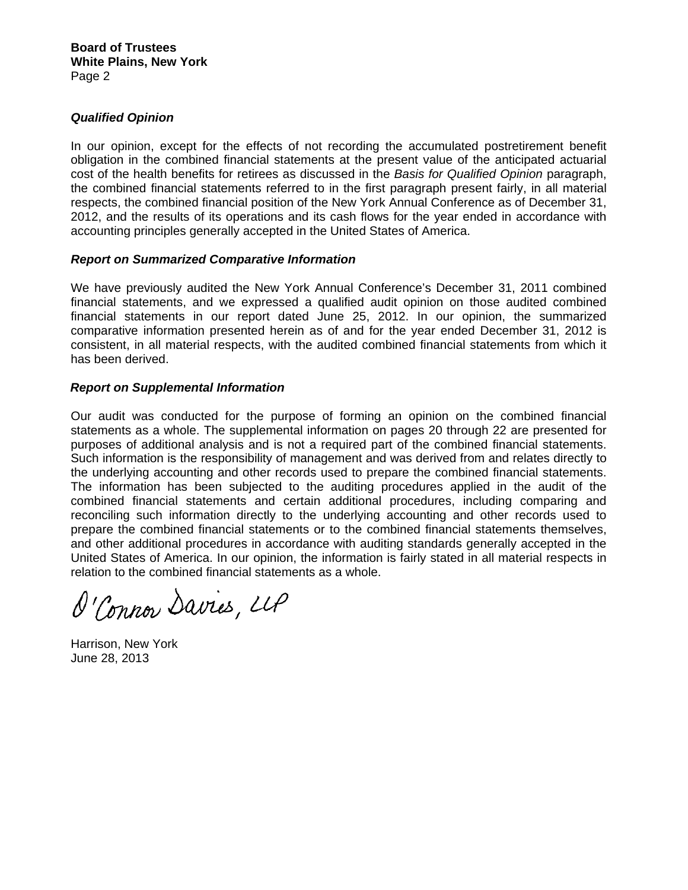**Board of Trustees**
**White Plains, New York**
Page 2

***Qualified Opinion***

In our opinion, except for the effects of not recording the accumulated postretirement benefit obligation in the combined financial statements at the present value of the anticipated actuarial cost of the health benefits for retirees as discussed in the *Basis for Qualified Opinion* paragraph, the combined financial statements referred to in the first paragraph present fairly, in all material respects, the combined financial position of the New York Annual Conference as of December 31, 2012, and the results of its operations and its cash flows for the year ended in accordance with accounting principles generally accepted in the United States of America.

***Report on Summarized Comparative Information***

We have previously audited the New York Annual Conference's December 31, 2011 combined financial statements, and we expressed a qualified audit opinion on those audited combined financial statements in our report dated June 25, 2012. In our opinion, the summarized comparative information presented herein as of and for the year ended December 31, 2012 is consistent, in all material respects, with the audited combined financial statements from which it has been derived.

***Report on Supplemental Information***

Our audit was conducted for the purpose of forming an opinion on the combined financial statements as a whole. The supplemental information on pages 20 through 22 are presented for purposes of additional analysis and is not a required part of the combined financial statements. Such information is the responsibility of management and was derived from and relates directly to the underlying accounting and other records used to prepare the combined financial statements. The information has been subjected to the auditing procedures applied in the audit of the combined financial statements and certain additional procedures, including comparing and reconciling such information directly to the underlying accounting and other records used to prepare the combined financial statements or to the combined financial statements themselves, and other additional procedures in accordance with auditing standards generally accepted in the United States of America. In our opinion, the information is fairly stated in all material respects in relation to the combined financial statements as a whole.

O'Connor Davies, LLP

Harrison, New York
June 28, 2013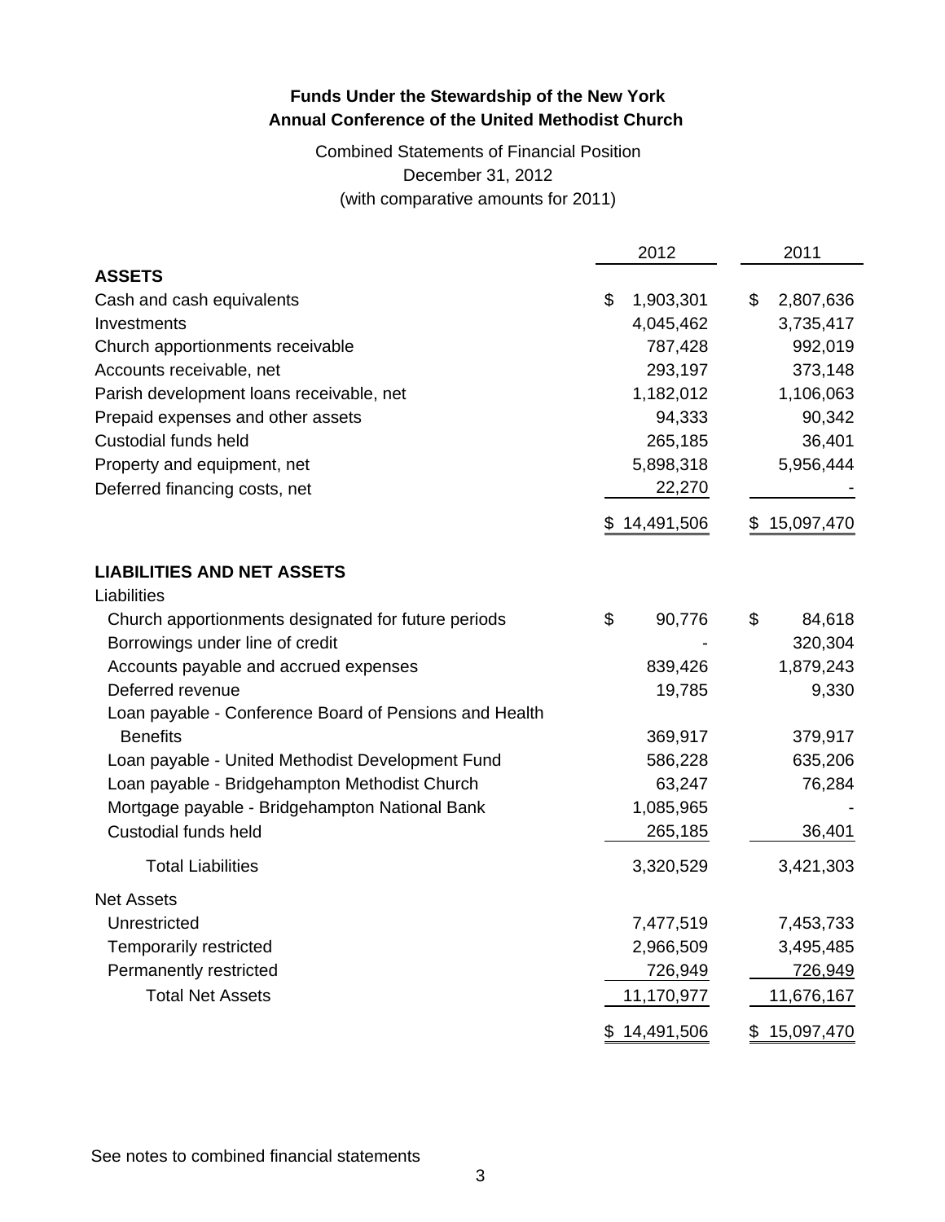**Funds Under the Stewardship of the New York Annual Conference of the United Methodist Church**

Combined Statements of Financial Position
December 31, 2012
(with comparative amounts for 2011)

| | 2012 | 2011 |
|---|---|---|
| **ASSETS** | | |
| Cash and cash equivalents | $ 1,903,301 | $ 2,807,636 |
| Investments | 4,045,462 | 3,735,417 |
| Church apportionments receivable | 787,428 | 992,019 |
| Accounts receivable, net | 293,197 | 373,148 |
| Parish development loans receivable, net | 1,182,012 | 1,106,063 |
| Prepaid expenses and other assets | 94,333 | 90,342 |
| Custodial funds held | 265,185 | 36,401 |
| Property and equipment, net | 5,898,318 | 5,956,444 |
| Deferred financing costs, net | 22,270 | - |
| | $ 14,491,506 | $ 15,097,470 |
| **LIABILITIES AND NET ASSETS** | | |
| Liabilities | | |
| Church apportionments designated for future periods | $ 90,776 | $ 84,618 |
| Borrowings under line of credit | - | 320,304 |
| Accounts payable and accrued expenses | 839,426 | 1,879,243 |
| Deferred revenue | 19,785 | 9,330 |
| Loan payable - Conference Board of Pensions and Health Benefits | 369,917 | 379,917 |
| Loan payable - United Methodist Development Fund | 586,228 | 635,206 |
| Loan payable - Bridgehampton Methodist Church | 63,247 | 76,284 |
| Mortgage payable - Bridgehampton National Bank | 1,085,965 | - |
| Custodial funds held | 265,185 | 36,401 |
| Total Liabilities | 3,320,529 | 3,421,303 |
| Net Assets | | |
| Unrestricted | 7,477,519 | 7,453,733 |
| Temporarily restricted | 2,966,509 | 3,495,485 |
| Permanently restricted | 726,949 | 726,949 |
| Total Net Assets | 11,170,977 | 11,676,167 |
| | $ 14,491,506 | $ 15,097,470 |

See notes to combined financial statements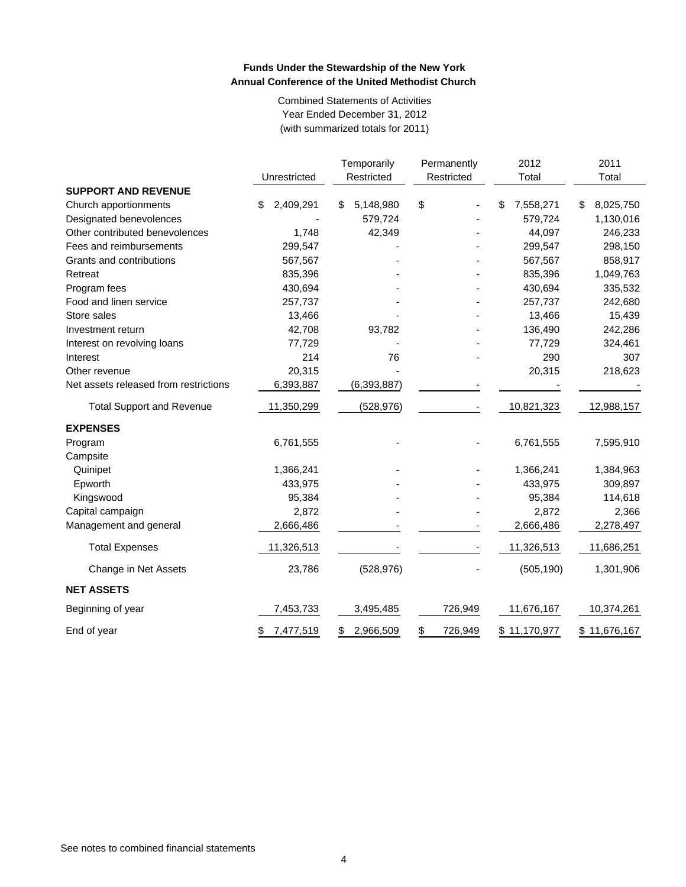**Funds Under the Stewardship of the New York Annual Conference of the United Methodist Church**

Combined Statements of Activities
Year Ended December 31, 2012
(with summarized totals for 2011)

| | Unrestricted | Temporarily Restricted | Permanently Restricted | 2012 Total | 2011 Total |
|---|---|---|---|---|---|
| **SUPPORT AND REVENUE** | | | | | |
| Church apportionments | $ 2,409,291 | $ 5,148,980 | $ - | $ 7,558,271 | $ 8,025,750 |
| Designated benevolences | - | 579,724 | - | 579,724 | 1,130,016 |
| Other contributed benevolences | 1,748 | 42,349 | - | 44,097 | 246,233 |
| Fees and reimbursements | 299,547 | - | - | 299,547 | 298,150 |
| Grants and contributions | 567,567 | - | - | 567,567 | 858,917 |
| Retreat | 835,396 | - | - | 835,396 | 1,049,763 |
| Program fees | 430,694 | - | - | 430,694 | 335,532 |
| Food and linen service | 257,737 | - | - | 257,737 | 242,680 |
| Store sales | 13,466 | - | - | 13,466 | 15,439 |
| Investment return | 42,708 | 93,782 | - | 136,490 | 242,286 |
| Interest on revolving loans | 77,729 | - | - | 77,729 | 324,461 |
| Interest | 214 | 76 | - | 290 | 307 |
| Other revenue | 20,315 | - | | 20,315 | 218,623 |
| Net assets released from restrictions | 6,393,887 | (6,393,887) | - | - | - |
| Total Support and Revenue | 11,350,299 | (528,976) | - | 10,821,323 | 12,988,157 |
| **EXPENSES** | | | | | |
| Program | 6,761,555 | - | - | 6,761,555 | 7,595,910 |
| Campsite | | | | | |
| Quinipet | 1,366,241 | - | - | 1,366,241 | 1,384,963 |
| Epworth | 433,975 | - | - | 433,975 | 309,897 |
| Kingswood | 95,384 | - | - | 95,384 | 114,618 |
| Capital campaign | 2,872 | - | - | 2,872 | 2,366 |
| Management and general | 2,666,486 | - | - | 2,666,486 | 2,278,497 |
| Total Expenses | 11,326,513 | - | - | 11,326,513 | 11,686,251 |
| Change in Net Assets | 23,786 | (528,976) | - | (505,190) | 1,301,906 |
| **NET ASSETS** | | | | | |
| Beginning of year | 7,453,733 | 3,495,485 | 726,949 | 11,676,167 | 10,374,261 |
| End of year | $ 7,477,519 | $ 2,966,509 | $ 726,949 | $ 11,170,977 | $ 11,676,167 |

See notes to combined financial statements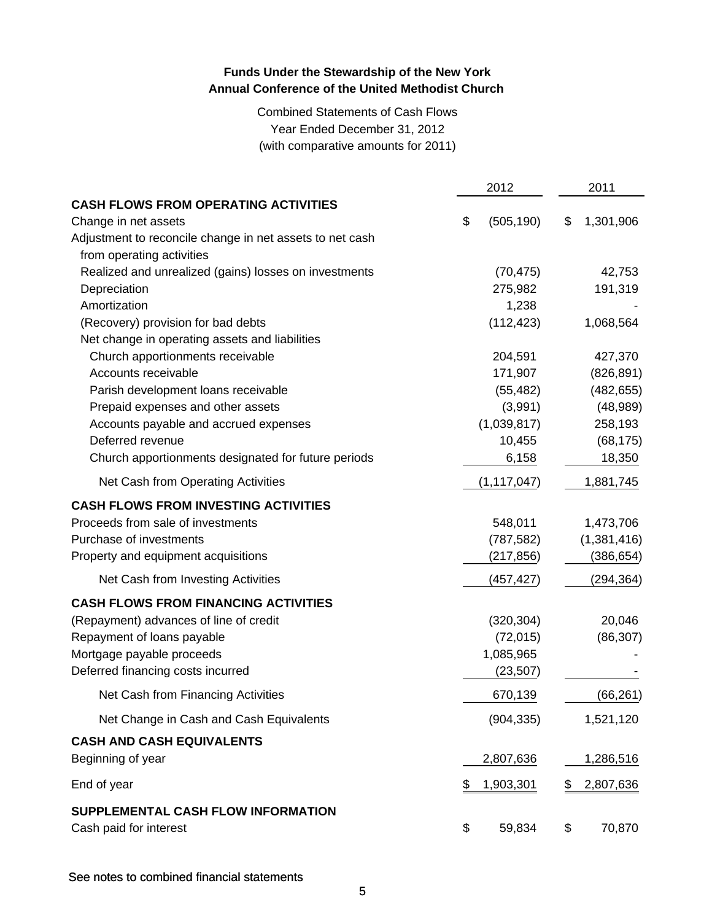**Funds Under the Stewardship of the New York Annual Conference of the United Methodist Church**

Combined Statements of Cash Flows
Year Ended December 31, 2012
(with comparative amounts for 2011)

| | 2012 | 2011 |
|---|---|---|
| **CASH FLOWS FROM OPERATING ACTIVITIES** | | |
| Change in net assets | $ (505,190) | $ 1,301,906 |
| Adjustment to reconcile change in net assets to net cash from operating activities | | |
| Realized and unrealized (gains) losses on investments | (70,475) | 42,753 |
| Depreciation | 275,982 | 191,319 |
| Amortization | 1,238 | - |
| (Recovery) provision for bad debts | (112,423) | 1,068,564 |
| Net change in operating assets and liabilities | | |
| Church apportionments receivable | 204,591 | 427,370 |
| Accounts receivable | 171,907 | (826,891) |
| Parish development loans receivable | (55,482) | (482,655) |
| Prepaid expenses and other assets | (3,991) | (48,989) |
| Accounts payable and accrued expenses | (1,039,817) | 258,193 |
| Deferred revenue | 10,455 | (68,175) |
| Church apportionments designated for future periods | 6,158 | 18,350 |
| Net Cash from Operating Activities | (1,117,047) | 1,881,745 |
| **CASH FLOWS FROM INVESTING ACTIVITIES** | | |
| Proceeds from sale of investments | 548,011 | 1,473,706 |
| Purchase of investments | (787,582) | (1,381,416) |
| Property and equipment acquisitions | (217,856) | (386,654) |
| Net Cash from Investing Activities | (457,427) | (294,364) |
| **CASH FLOWS FROM FINANCING ACTIVITIES** | | |
| (Repayment) advances of line of credit | (320,304) | 20,046 |
| Repayment of loans payable | (72,015) | (86,307) |
| Mortgage payable proceeds | 1,085,965 | - |
| Deferred financing costs incurred | (23,507) | - |
| Net Cash from Financing Activities | 670,139 | (66,261) |
| Net Change in Cash and Cash Equivalents | (904,335) | 1,521,120 |
| **CASH AND CASH EQUIVALENTS** | | |
| Beginning of year | 2,807,636 | 1,286,516 |
| End of year | $ 1,903,301 | $ 2,807,636 |
| **SUPPLEMENTAL CASH FLOW INFORMATION** | | |
| Cash paid for interest | $ 59,834 | $ 70,870 |

See notes to combined financial statements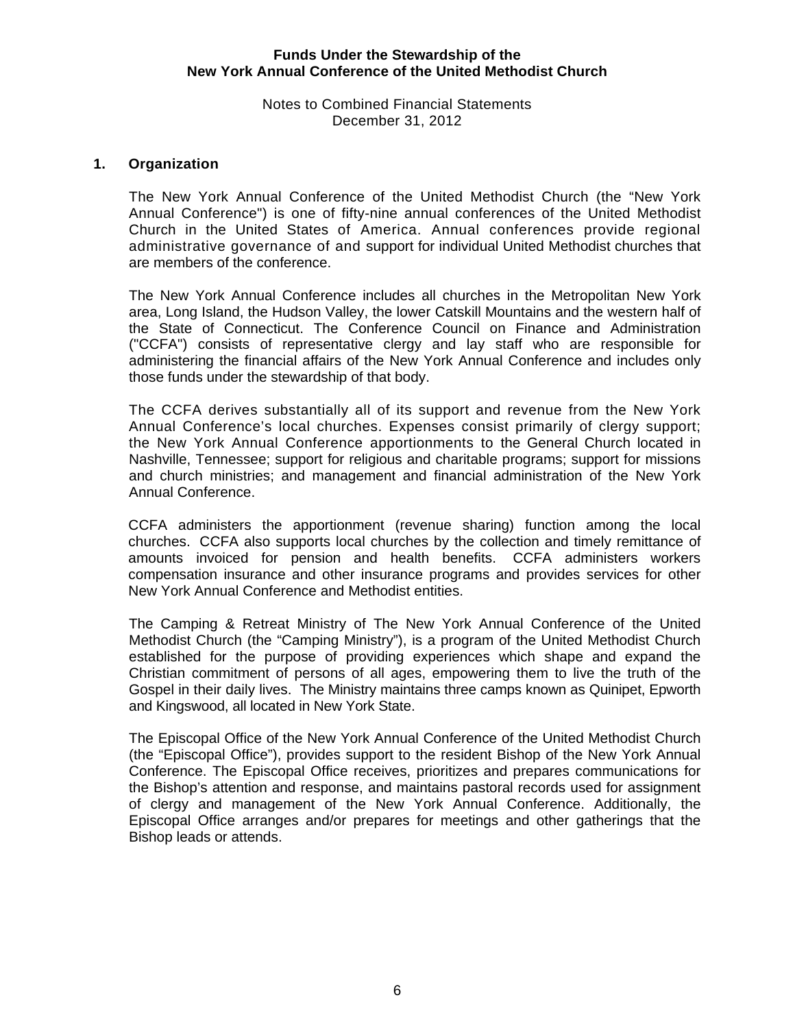**Funds Under the Stewardship of the New York Annual Conference of the United Methodist Church**

Notes to Combined Financial Statements
December 31, 2012

## 1. Organization

The New York Annual Conference of the United Methodist Church (the "New York Annual Conference") is one of fifty-nine annual conferences of the United Methodist Church in the United States of America. Annual conferences provide regional administrative governance of and support for individual United Methodist churches that are members of the conference.

The New York Annual Conference includes all churches in the Metropolitan New York area, Long Island, the Hudson Valley, the lower Catskill Mountains and the western half of the State of Connecticut. The Conference Council on Finance and Administration ("CCFA") consists of representative clergy and lay staff who are responsible for administering the financial affairs of the New York Annual Conference and includes only those funds under the stewardship of that body.

The CCFA derives substantially all of its support and revenue from the New York Annual Conference's local churches. Expenses consist primarily of clergy support; the New York Annual Conference apportionments to the General Church located in Nashville, Tennessee; support for religious and charitable programs; support for missions and church ministries; and management and financial administration of the New York Annual Conference.

CCFA administers the apportionment (revenue sharing) function among the local churches. CCFA also supports local churches by the collection and timely remittance of amounts invoiced for pension and health benefits. CCFA administers workers compensation insurance and other insurance programs and provides services for other New York Annual Conference and Methodist entities.

The Camping & Retreat Ministry of The New York Annual Conference of the United Methodist Church (the "Camping Ministry"), is a program of the United Methodist Church established for the purpose of providing experiences which shape and expand the Christian commitment of persons of all ages, empowering them to live the truth of the Gospel in their daily lives. The Ministry maintains three camps known as Quinipet, Epworth and Kingswood, all located in New York State.

The Episcopal Office of the New York Annual Conference of the United Methodist Church (the "Episcopal Office"), provides support to the resident Bishop of the New York Annual Conference. The Episcopal Office receives, prioritizes and prepares communications for the Bishop's attention and response, and maintains pastoral records used for assignment of clergy and management of the New York Annual Conference. Additionally, the Episcopal Office arranges and/or prepares for meetings and other gatherings that the Bishop leads or attends.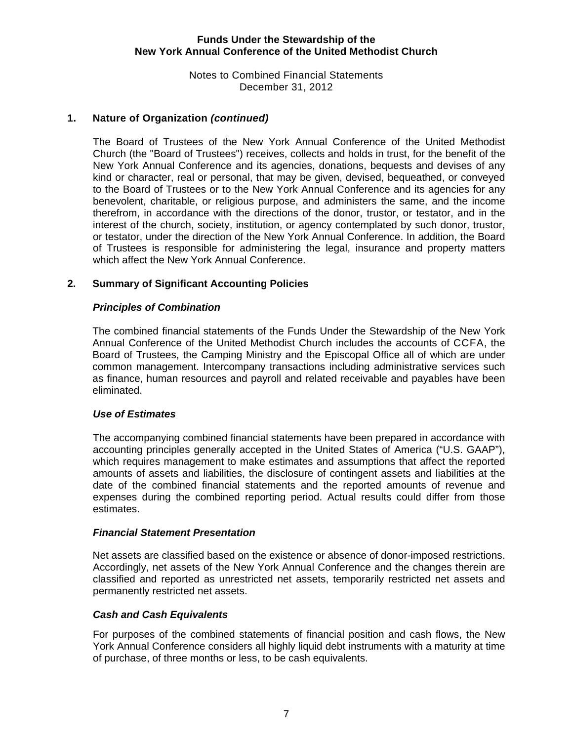## 1. Nature of Organization *(continued)*

The Board of Trustees of the New York Annual Conference of the United Methodist Church (the "Board of Trustees") receives, collects and holds in trust, for the benefit of the New York Annual Conference and its agencies, donations, bequests and devises of any kind or character, real or personal, that may be given, devised, bequeathed, or conveyed to the Board of Trustees or to the New York Annual Conference and its agencies for any benevolent, charitable, or religious purpose, and administers the same, and the income therefrom, in accordance with the directions of the donor, trustor, or testator, and in the interest of the church, society, institution, or agency contemplated by such donor, trustor, or testator, under the direction of the New York Annual Conference. In addition, the Board of Trustees is responsible for administering the legal, insurance and property matters which affect the New York Annual Conference.

## 2. Summary of Significant Accounting Policies

### *Principles of Combination*

The combined financial statements of the Funds Under the Stewardship of the New York Annual Conference of the United Methodist Church includes the accounts of CCFA, the Board of Trustees, the Camping Ministry and the Episcopal Office all of which are under common management. Intercompany transactions including administrative services such as finance, human resources and payroll and related receivable and payables have been eliminated.

### *Use of Estimates*

The accompanying combined financial statements have been prepared in accordance with accounting principles generally accepted in the United States of America ("U.S. GAAP"), which requires management to make estimates and assumptions that affect the reported amounts of assets and liabilities, the disclosure of contingent assets and liabilities at the date of the combined financial statements and the reported amounts of revenue and expenses during the combined reporting period. Actual results could differ from those estimates.

### *Financial Statement Presentation*

Net assets are classified based on the existence or absence of donor-imposed restrictions. Accordingly, net assets of the New York Annual Conference and the changes therein are classified and reported as unrestricted net assets, temporarily restricted net assets and permanently restricted net assets.

### *Cash and Cash Equivalents*

For purposes of the combined statements of financial position and cash flows, the New York Annual Conference considers all highly liquid debt instruments with a maturity at time of purchase, of three months or less, to be cash equivalents.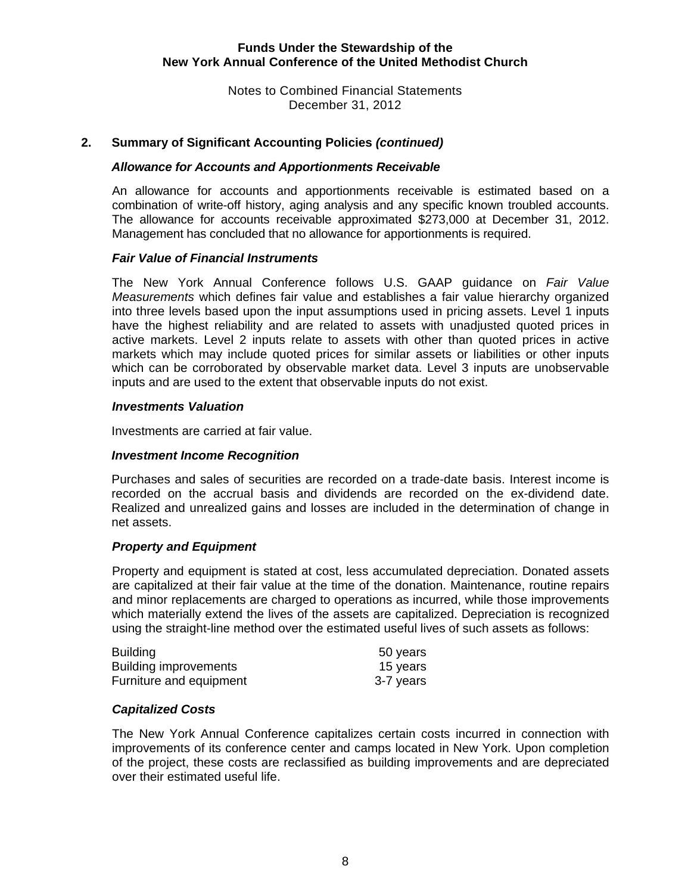## 2. Summary of Significant Accounting Policies *(continued)*

### *Allowance for Accounts and Apportionments Receivable*

An allowance for accounts and apportionments receivable is estimated based on a combination of write-off history, aging analysis and any specific known troubled accounts. The allowance for accounts receivable approximated $273,000 at December 31, 2012. Management has concluded that no allowance for apportionments is required.

### *Fair Value of Financial Instruments*

The New York Annual Conference follows U.S. GAAP guidance on *Fair Value Measurements* which defines fair value and establishes a fair value hierarchy organized into three levels based upon the input assumptions used in pricing assets. Level 1 inputs have the highest reliability and are related to assets with unadjusted quoted prices in active markets. Level 2 inputs relate to assets with other than quoted prices in active markets which may include quoted prices for similar assets or liabilities or other inputs which can be corroborated by observable market data. Level 3 inputs are unobservable inputs and are used to the extent that observable inputs do not exist.

### *Investments Valuation*

Investments are carried at fair value.

### *Investment Income Recognition*

Purchases and sales of securities are recorded on a trade-date basis. Interest income is recorded on the accrual basis and dividends are recorded on the ex-dividend date. Realized and unrealized gains and losses are included in the determination of change in net assets.

### *Property and Equipment*

Property and equipment is stated at cost, less accumulated depreciation. Donated assets are capitalized at their fair value at the time of the donation. Maintenance, routine repairs and minor replacements are charged to operations as incurred, while those improvements which materially extend the lives of the assets are capitalized. Depreciation is recognized using the straight-line method over the estimated useful lives of such assets as follows:

| | |
|---|---|
| Building | 50 years |
| Building improvements | 15 years |
| Furniture and equipment | 3-7 years |

### *Capitalized Costs*

The New York Annual Conference capitalizes certain costs incurred in connection with improvements of its conference center and camps located in New York. Upon completion of the project, these costs are reclassified as building improvements and are depreciated over their estimated useful life.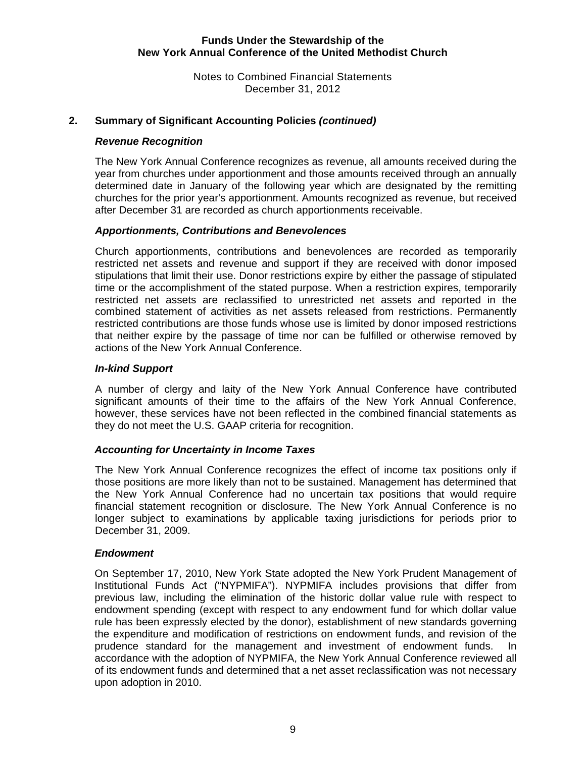## 2. Summary of Significant Accounting Policies *(continued)*

### *Revenue Recognition*

The New York Annual Conference recognizes as revenue, all amounts received during the year from churches under apportionment and those amounts received through an annually determined date in January of the following year which are designated by the remitting churches for the prior year's apportionment. Amounts recognized as revenue, but received after December 31 are recorded as church apportionments receivable.

### *Apportionments, Contributions and Benevolences*

Church apportionments, contributions and benevolences are recorded as temporarily restricted net assets and revenue and support if they are received with donor imposed stipulations that limit their use. Donor restrictions expire by either the passage of stipulated time or the accomplishment of the stated purpose. When a restriction expires, temporarily restricted net assets are reclassified to unrestricted net assets and reported in the combined statement of activities as net assets released from restrictions. Permanently restricted contributions are those funds whose use is limited by donor imposed restrictions that neither expire by the passage of time nor can be fulfilled or otherwise removed by actions of the New York Annual Conference.

### *In-kind Support*

A number of clergy and laity of the New York Annual Conference have contributed significant amounts of their time to the affairs of the New York Annual Conference, however, these services have not been reflected in the combined financial statements as they do not meet the U.S. GAAP criteria for recognition.

### *Accounting for Uncertainty in Income Taxes*

The New York Annual Conference recognizes the effect of income tax positions only if those positions are more likely than not to be sustained. Management has determined that the New York Annual Conference had no uncertain tax positions that would require financial statement recognition or disclosure. The New York Annual Conference is no longer subject to examinations by applicable taxing jurisdictions for periods prior to December 31, 2009.

### *Endowment*

On September 17, 2010, New York State adopted the New York Prudent Management of Institutional Funds Act ("NYPMIFA"). NYPMIFA includes provisions that differ from previous law, including the elimination of the historic dollar value rule with respect to endowment spending (except with respect to any endowment fund for which dollar value rule has been expressly elected by the donor), establishment of new standards governing the expenditure and modification of restrictions on endowment funds, and revision of the prudence standard for the management and investment of endowment funds. In accordance with the adoption of NYPMIFA, the New York Annual Conference reviewed all of its endowment funds and determined that a net asset reclassification was not necessary upon adoption in 2010.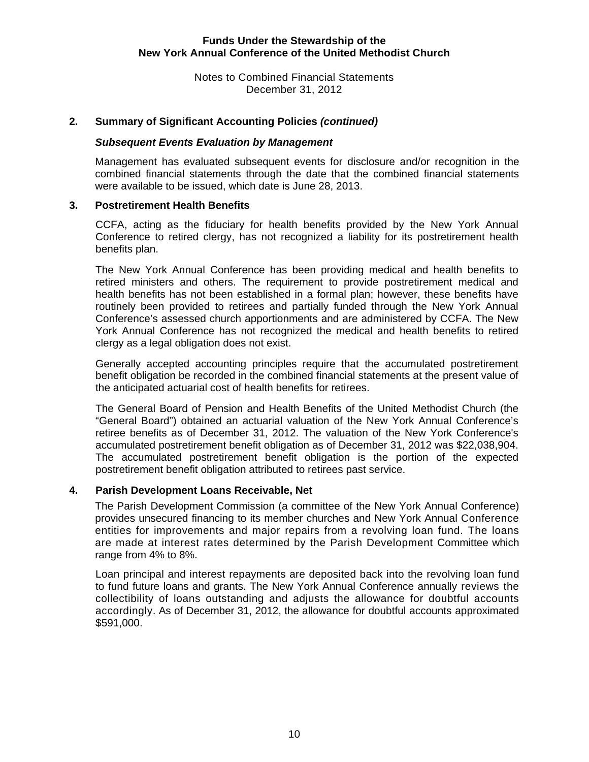**Funds Under the Stewardship of the New York Annual Conference of the United Methodist Church**

Notes to Combined Financial Statements
December 31, 2012

## 2. Summary of Significant Accounting Policies *(continued)*

### *Subsequent Events Evaluation by Management*

Management has evaluated subsequent events for disclosure and/or recognition in the combined financial statements through the date that the combined financial statements were available to be issued, which date is June 28, 2013.

## 3. Postretirement Health Benefits

CCFA, acting as the fiduciary for health benefits provided by the New York Annual Conference to retired clergy, has not recognized a liability for its postretirement health benefits plan.

The New York Annual Conference has been providing medical and health benefits to retired ministers and others. The requirement to provide postretirement medical and health benefits has not been established in a formal plan; however, these benefits have routinely been provided to retirees and partially funded through the New York Annual Conference's assessed church apportionments and are administered by CCFA. The New York Annual Conference has not recognized the medical and health benefits to retired clergy as a legal obligation does not exist.

Generally accepted accounting principles require that the accumulated postretirement benefit obligation be recorded in the combined financial statements at the present value of the anticipated actuarial cost of health benefits for retirees.

The General Board of Pension and Health Benefits of the United Methodist Church (the "General Board") obtained an actuarial valuation of the New York Annual Conference's retiree benefits as of December 31, 2012. The valuation of the New York Conference's accumulated postretirement benefit obligation as of December 31, 2012 was $22,038,904. The accumulated postretirement benefit obligation is the portion of the expected postretirement benefit obligation attributed to retirees past service.

## 4. Parish Development Loans Receivable, Net

The Parish Development Commission (a committee of the New York Annual Conference) provides unsecured financing to its member churches and New York Annual Conference entities for improvements and major repairs from a revolving loan fund. The loans are made at interest rates determined by the Parish Development Committee which range from 4% to 8%.

Loan principal and interest repayments are deposited back into the revolving loan fund to fund future loans and grants. The New York Annual Conference annually reviews the collectibility of loans outstanding and adjusts the allowance for doubtful accounts accordingly. As of December 31, 2012, the allowance for doubtful accounts approximated $591,000.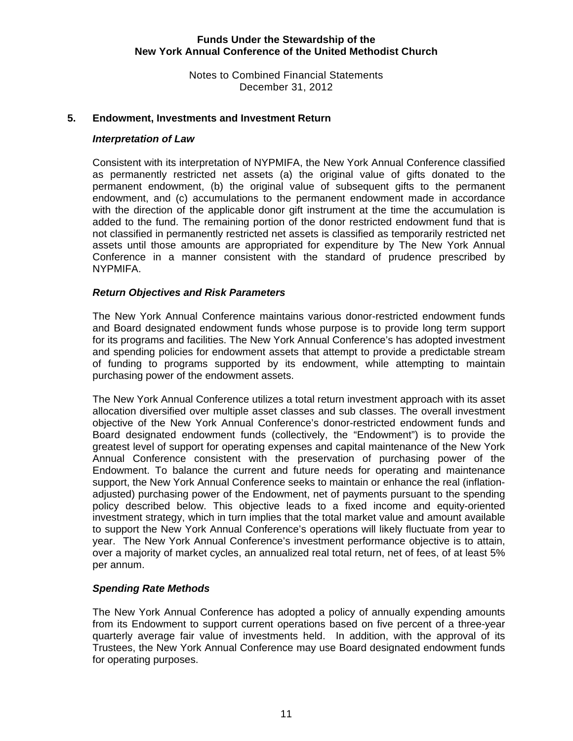## 5. Endowment, Investments and Investment Return

### *Interpretation of Law*

Consistent with its interpretation of NYPMIFA, the New York Annual Conference classified as permanently restricted net assets (a) the original value of gifts donated to the permanent endowment, (b) the original value of subsequent gifts to the permanent endowment, and (c) accumulations to the permanent endowment made in accordance with the direction of the applicable donor gift instrument at the time the accumulation is added to the fund. The remaining portion of the donor restricted endowment fund that is not classified in permanently restricted net assets is classified as temporarily restricted net assets until those amounts are appropriated for expenditure by The New York Annual Conference in a manner consistent with the standard of prudence prescribed by NYPMIFA.

### *Return Objectives and Risk Parameters*

The New York Annual Conference maintains various donor-restricted endowment funds and Board designated endowment funds whose purpose is to provide long term support for its programs and facilities. The New York Annual Conference's has adopted investment and spending policies for endowment assets that attempt to provide a predictable stream of funding to programs supported by its endowment, while attempting to maintain purchasing power of the endowment assets.

The New York Annual Conference utilizes a total return investment approach with its asset allocation diversified over multiple asset classes and sub classes. The overall investment objective of the New York Annual Conference's donor-restricted endowment funds and Board designated endowment funds (collectively, the "Endowment") is to provide the greatest level of support for operating expenses and capital maintenance of the New York Annual Conference consistent with the preservation of purchasing power of the Endowment. To balance the current and future needs for operating and maintenance support, the New York Annual Conference seeks to maintain or enhance the real (inflation-adjusted) purchasing power of the Endowment, net of payments pursuant to the spending policy described below. This objective leads to a fixed income and equity-oriented investment strategy, which in turn implies that the total market value and amount available to support the New York Annual Conference's operations will likely fluctuate from year to year. The New York Annual Conference's investment performance objective is to attain, over a majority of market cycles, an annualized real total return, net of fees, of at least 5% per annum.

### *Spending Rate Methods*

The New York Annual Conference has adopted a policy of annually expending amounts from its Endowment to support current operations based on five percent of a three-year quarterly average fair value of investments held. In addition, with the approval of its Trustees, the New York Annual Conference may use Board designated endowment funds for operating purposes.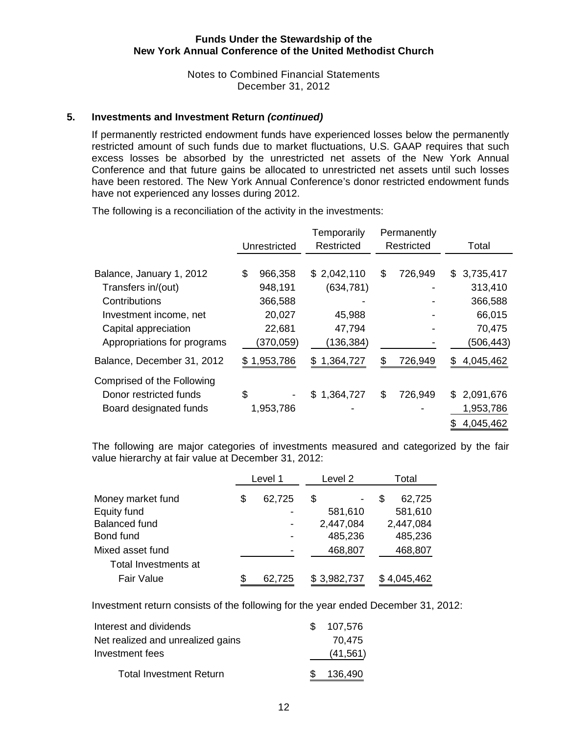## 5. Investments and Investment Return *(continued)*

If permanently restricted endowment funds have experienced losses below the permanently restricted amount of such funds due to market fluctuations, U.S. GAAP requires that such excess losses be absorbed by the unrestricted net assets of the New York Annual Conference and that future gains be allocated to unrestricted net assets until such losses have been restored. The New York Annual Conference's donor restricted endowment funds have not experienced any losses during 2012.

The following is a reconciliation of the activity in the investments:

| | Unrestricted | Temporarily Restricted | Permanently Restricted | Total |
|---|---|---|---|---|
| Balance, January 1, 2012 | $ 966,358 | $ 2,042,110 | $ 726,949 | $ 3,735,417 |
| Transfers in/(out) | 948,191 | (634,781) | - | 313,410 |
| Contributions | 366,588 | - | - | 366,588 |
| Investment income, net | 20,027 | 45,988 | - | 66,015 |
| Capital appreciation | 22,681 | 47,794 | - | 70,475 |
| Appropriations for programs | (370,059) | (136,384) | - | (506,443) |
| Balance, December 31, 2012 | $ 1,953,786 | $ 1,364,727 | $ 726,949 | $ 4,045,462 |
| Comprised of the Following | | | | |
| Donor restricted funds | $ - | $ 1,364,727 | $ 726,949 | $ 2,091,676 |
| Board designated funds | 1,953,786 | - | - | 1,953,786 |
| | | | | $ 4,045,462 |

The following are major categories of investments measured and categorized by the fair value hierarchy at fair value at December 31, 2012:

| | Level 1 | Level 2 | Total |
|---|---|---|---|
| Money market fund | $ 62,725 | $ - | $ 62,725 |
| Equity fund | - | 581,610 | 581,610 |
| Balanced fund | - | 2,447,084 | 2,447,084 |
| Bond fund | - | 485,236 | 485,236 |
| Mixed asset fund | - | 468,807 | 468,807 |
| Total Investments at Fair Value | $ 62,725 | $ 3,982,737 | $ 4,045,462 |

Investment return consists of the following for the year ended December 31, 2012:

| | |
|---|---|
| Interest and dividends | $ 107,576 |
| Net realized and unrealized gains | 70,475 |
| Investment fees | (41,561) |
| Total Investment Return | $ 136,490 |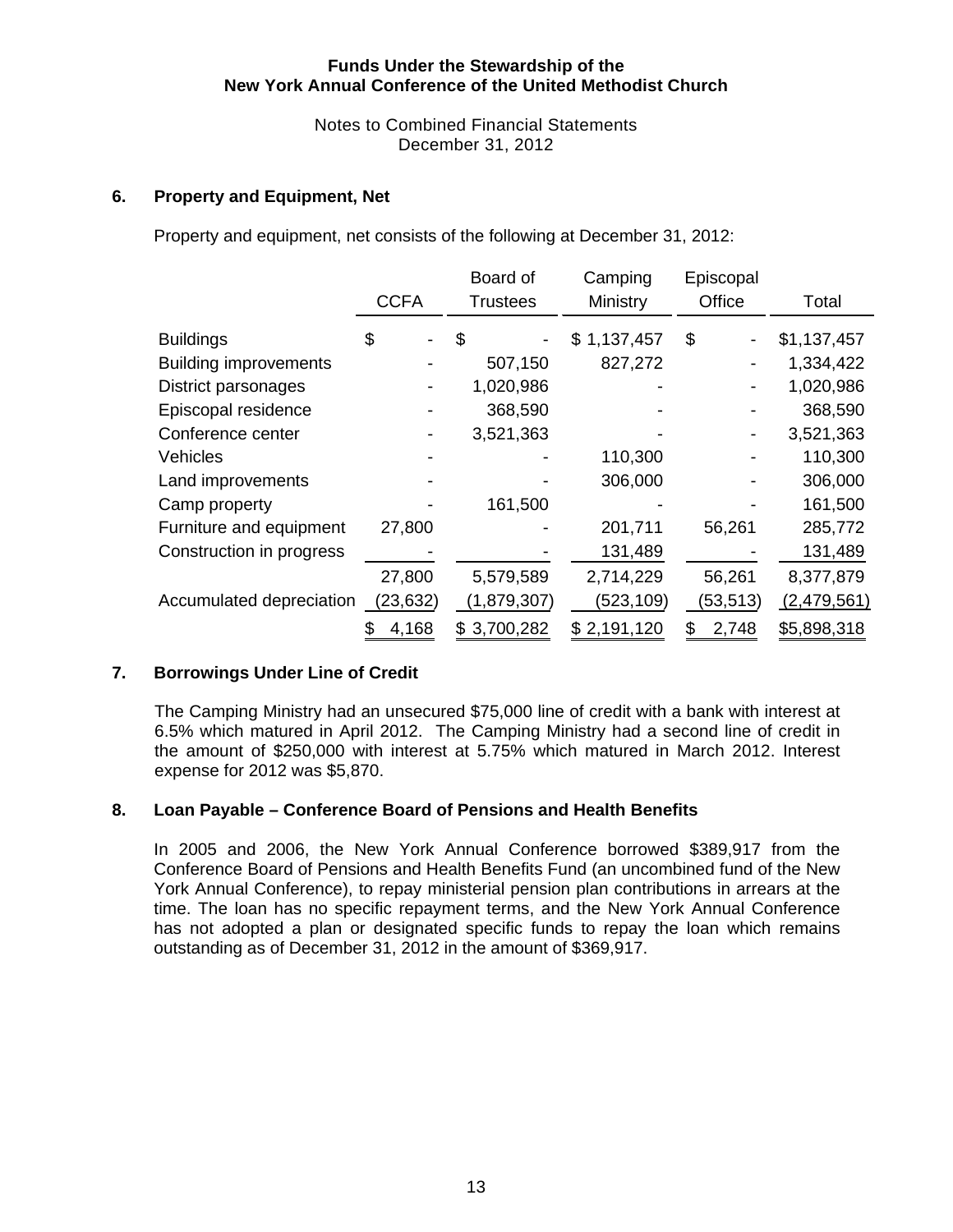## 6. Property and Equipment, Net

Property and equipment, net consists of the following at December 31, 2012:

| | CCFA | Board of Trustees | Camping Ministry | Episcopal Office | Total |
|---|---|---|---|---|---|
| Buildings | $ - | $ - | $ 1,137,457 | $ - | $1,137,457 |
| Building improvements | - | 507,150 | 827,272 | - | 1,334,422 |
| District parsonages | - | 1,020,986 | - | - | 1,020,986 |
| Episcopal residence | - | 368,590 | - | - | 368,590 |
| Conference center | - | 3,521,363 | - | - | 3,521,363 |
| Vehicles | - | - | 110,300 | - | 110,300 |
| Land improvements | - | - | 306,000 | - | 306,000 |
| Camp property | - | 161,500 | - | - | 161,500 |
| Furniture and equipment | 27,800 | - | 201,711 | 56,261 | 285,772 |
| Construction in progress | - | - | 131,489 | - | 131,489 |
| | 27,800 | 5,579,589 | 2,714,229 | 56,261 | 8,377,879 |
| Accumulated depreciation | (23,632) | (1,879,307) | (523,109) | (53,513) | (2,479,561) |
| | $ 4,168 | $ 3,700,282 | $ 2,191,120 | $ 2,748 | $5,898,318 |

## 7. Borrowings Under Line of Credit

The Camping Ministry had an unsecured $75,000 line of credit with a bank with interest at 6.5% which matured in April 2012. The Camping Ministry had a second line of credit in the amount of $250,000 with interest at 5.75% which matured in March 2012. Interest expense for 2012 was $5,870.

## 8. Loan Payable – Conference Board of Pensions and Health Benefits

In 2005 and 2006, the New York Annual Conference borrowed $389,917 from the Conference Board of Pensions and Health Benefits Fund (an uncombined fund of the New York Annual Conference), to repay ministerial pension plan contributions in arrears at the time. The loan has no specific repayment terms, and the New York Annual Conference has not adopted a plan or designated specific funds to repay the loan which remains outstanding as of December 31, 2012 in the amount of $369,917.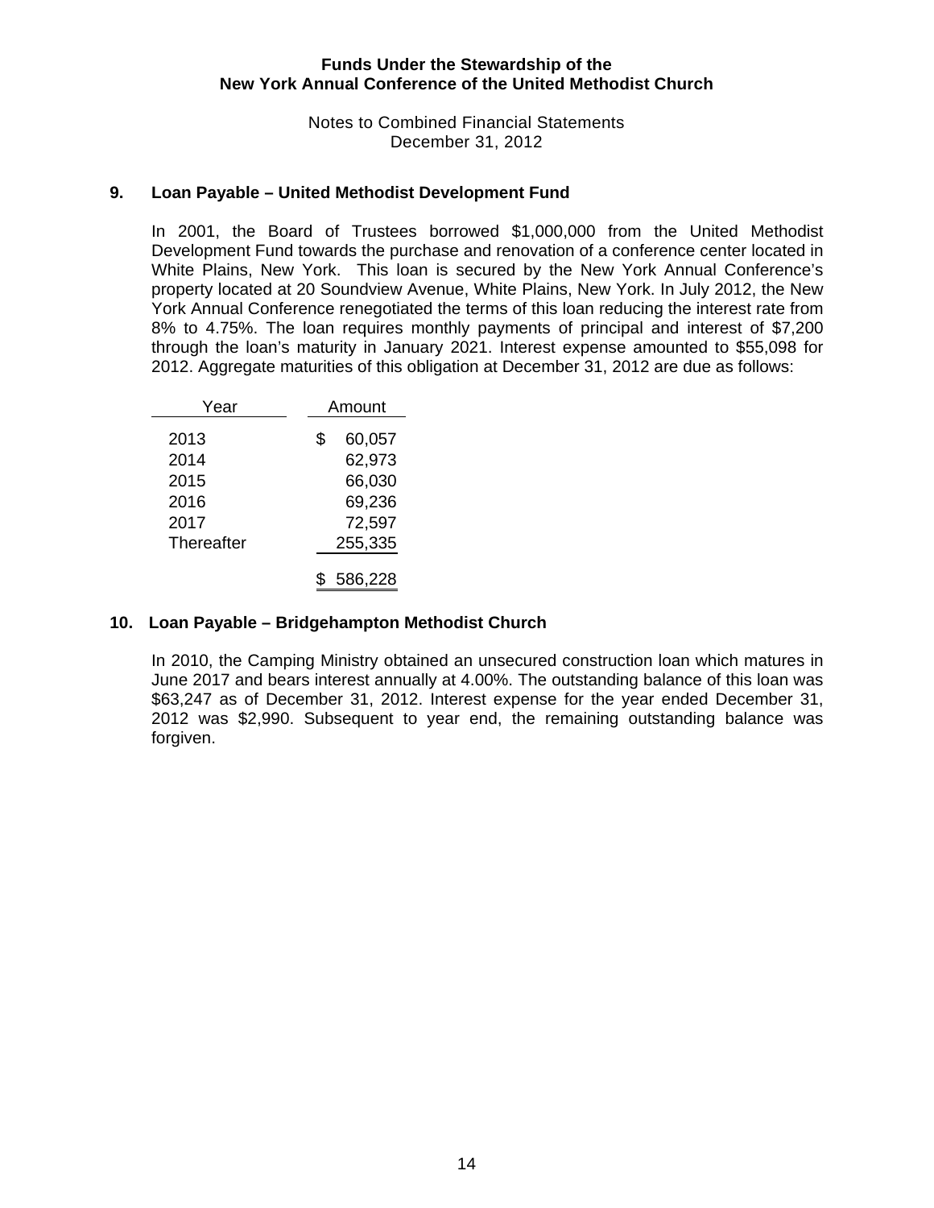**Funds Under the Stewardship of the**
**New York Annual Conference of the United Methodist Church**

Notes to Combined Financial Statements
December 31, 2012

## 9. Loan Payable – United Methodist Development Fund

In 2001, the Board of Trustees borrowed $1,000,000 from the United Methodist Development Fund towards the purchase and renovation of a conference center located in White Plains, New York. This loan is secured by the New York Annual Conference's property located at 20 Soundview Avenue, White Plains, New York. In July 2012, the New York Annual Conference renegotiated the terms of this loan reducing the interest rate from 8% to 4.75%. The loan requires monthly payments of principal and interest of $7,200 through the loan's maturity in January 2021. Interest expense amounted to $55,098 for 2012. Aggregate maturities of this obligation at December 31, 2012 are due as follows:

| Year | Amount |
|---|---|
| 2013 | $ 60,057 |
| 2014 | 62,973 |
| 2015 | 66,030 |
| 2016 | 69,236 |
| 2017 | 72,597 |
| Thereafter | 255,335 |
| | $ 586,228 |

## 10. Loan Payable – Bridgehampton Methodist Church

In 2010, the Camping Ministry obtained an unsecured construction loan which matures in June 2017 and bears interest annually at 4.00%. The outstanding balance of this loan was $63,247 as of December 31, 2012. Interest expense for the year ended December 31, 2012 was $2,990. Subsequent to year end, the remaining outstanding balance was forgiven.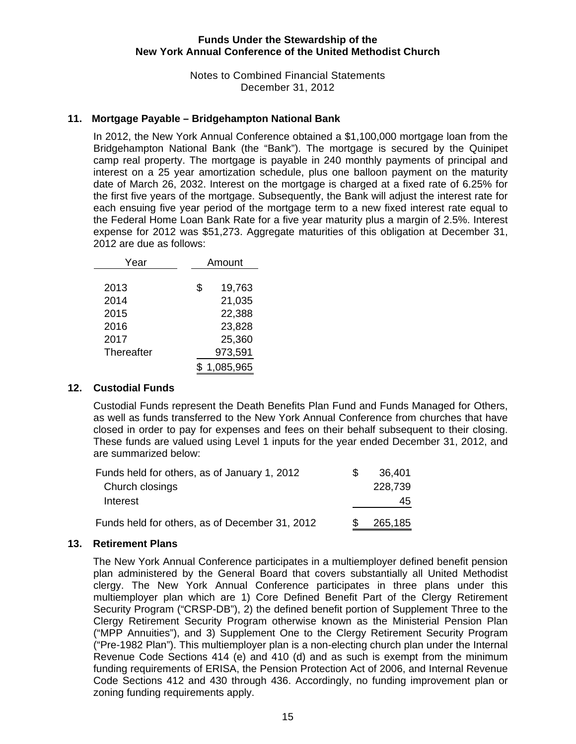## 11. Mortgage Payable – Bridgehampton National Bank

In 2012, the New York Annual Conference obtained a $1,100,000 mortgage loan from the Bridgehampton National Bank (the "Bank"). The mortgage is secured by the Quinipet camp real property. The mortgage is payable in 240 monthly payments of principal and interest on a 25 year amortization schedule, plus one balloon payment on the maturity date of March 26, 2032. Interest on the mortgage is charged at a fixed rate of 6.25% for the first five years of the mortgage. Subsequently, the Bank will adjust the interest rate for each ensuing five year period of the mortgage term to a new fixed interest rate equal to the Federal Home Loan Bank Rate for a five year maturity plus a margin of 2.5%. Interest expense for 2012 was $51,273. Aggregate maturities of this obligation at December 31, 2012 are due as follows:

| Year | Amount |
|---|---|
| 2013 | $ 19,763 |
| 2014 | 21,035 |
| 2015 | 22,388 |
| 2016 | 23,828 |
| 2017 | 25,360 |
| Thereafter | 973,591 |
| | $ 1,085,965 |

## 12. Custodial Funds

Custodial Funds represent the Death Benefits Plan Fund and Funds Managed for Others, as well as funds transferred to the New York Annual Conference from churches that have closed in order to pay for expenses and fees on their behalf subsequent to their closing. These funds are valued using Level 1 inputs for the year ended December 31, 2012, and are summarized below:

| | |
|---|---|
| Funds held for others, as of January 1, 2012 | $ 36,401 |
| Church closings | 228,739 |
| Interest | 45 |
| Funds held for others, as of December 31, 2012 | $ 265,185 |

## 13. Retirement Plans

The New York Annual Conference participates in a multiemployer defined benefit pension plan administered by the General Board that covers substantially all United Methodist clergy. The New York Annual Conference participates in three plans under this multiemployer plan which are 1) Core Defined Benefit Part of the Clergy Retirement Security Program ("CRSP-DB"), 2) the defined benefit portion of Supplement Three to the Clergy Retirement Security Program otherwise known as the Ministerial Pension Plan ("MPP Annuities"), and 3) Supplement One to the Clergy Retirement Security Program ("Pre-1982 Plan"). This multiemployer plan is a non-electing church plan under the Internal Revenue Code Sections 414 (e) and 410 (d) and as such is exempt from the minimum funding requirements of ERISA, the Pension Protection Act of 2006, and Internal Revenue Code Sections 412 and 430 through 436. Accordingly, no funding improvement plan or zoning funding requirements apply.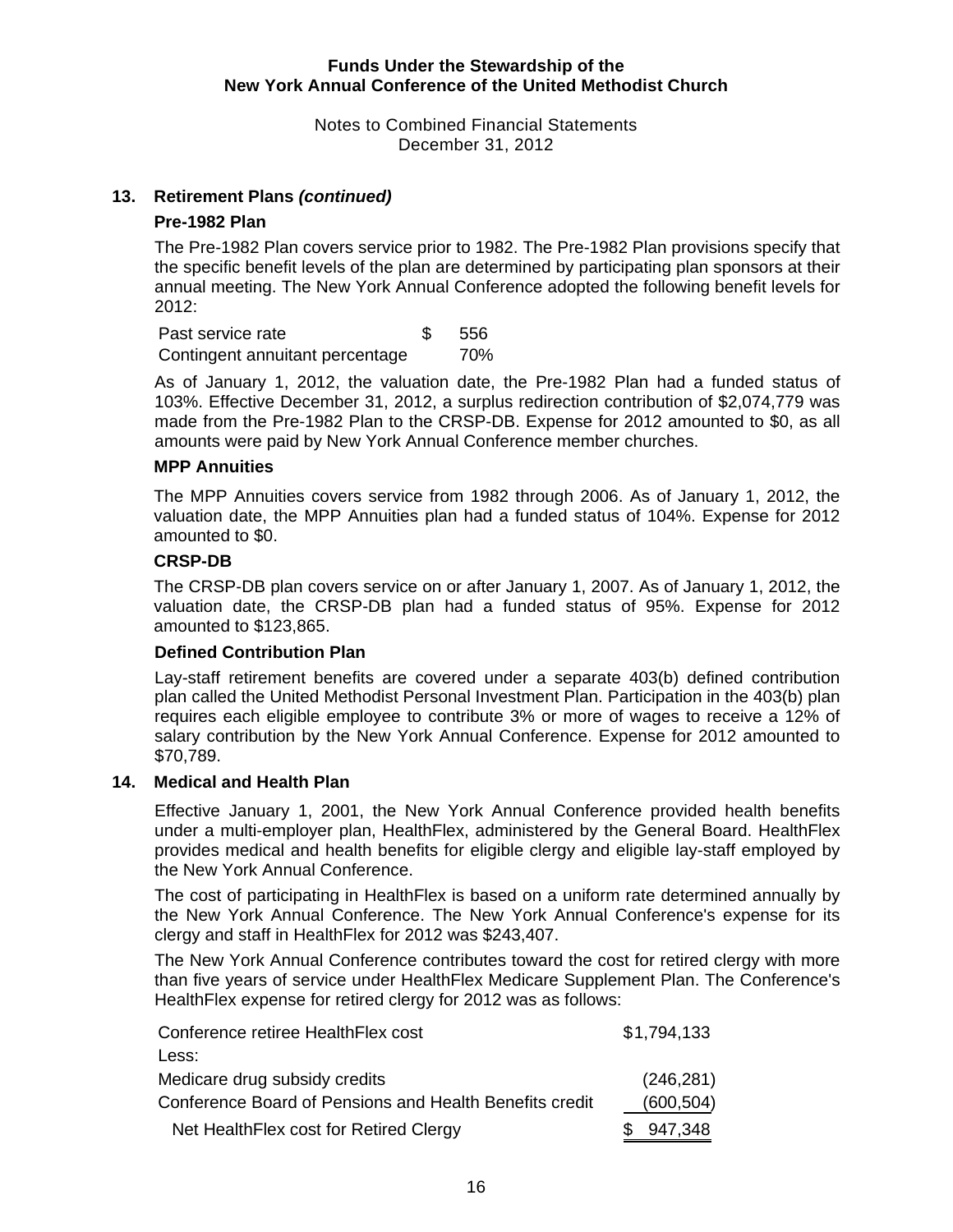## 13. Retirement Plans *(continued)*

### Pre-1982 Plan

The Pre-1982 Plan covers service prior to 1982. The Pre-1982 Plan provisions specify that the specific benefit levels of the plan are determined by participating plan sponsors at their annual meeting. The New York Annual Conference adopted the following benefit levels for 2012:

| | |
|---|---|
| Past service rate | $ 556 |
| Contingent annuitant percentage | 70% |

As of January 1, 2012, the valuation date, the Pre-1982 Plan had a funded status of 103%. Effective December 31, 2012, a surplus redirection contribution of $2,074,779 was made from the Pre-1982 Plan to the CRSP-DB. Expense for 2012 amounted to $0, as all amounts were paid by New York Annual Conference member churches.

### MPP Annuities

The MPP Annuities covers service from 1982 through 2006. As of January 1, 2012, the valuation date, the MPP Annuities plan had a funded status of 104%. Expense for 2012 amounted to $0.

### CRSP-DB

The CRSP-DB plan covers service on or after January 1, 2007. As of January 1, 2012, the valuation date, the CRSP-DB plan had a funded status of 95%. Expense for 2012 amounted to $123,865.

### Defined Contribution Plan

Lay-staff retirement benefits are covered under a separate 403(b) defined contribution plan called the United Methodist Personal Investment Plan. Participation in the 403(b) plan requires each eligible employee to contribute 3% or more of wages to receive a 12% of salary contribution by the New York Annual Conference. Expense for 2012 amounted to $70,789.

## 14. Medical and Health Plan

Effective January 1, 2001, the New York Annual Conference provided health benefits under a multi-employer plan, HealthFlex, administered by the General Board. HealthFlex provides medical and health benefits for eligible clergy and eligible lay-staff employed by the New York Annual Conference.

The cost of participating in HealthFlex is based on a uniform rate determined annually by the New York Annual Conference. The New York Annual Conference's expense for its clergy and staff in HealthFlex for 2012 was $243,407.

The New York Annual Conference contributes toward the cost for retired clergy with more than five years of service under HealthFlex Medicare Supplement Plan. The Conference's HealthFlex expense for retired clergy for 2012 was as follows:

| | |
|---|---|
| Conference retiree HealthFlex cost | $1,794,133 |
| Less: | |
| Medicare drug subsidy credits | (246,281) |
| Conference Board of Pensions and Health Benefits credit | (600,504) |
| Net HealthFlex cost for Retired Clergy | $ 947,348 |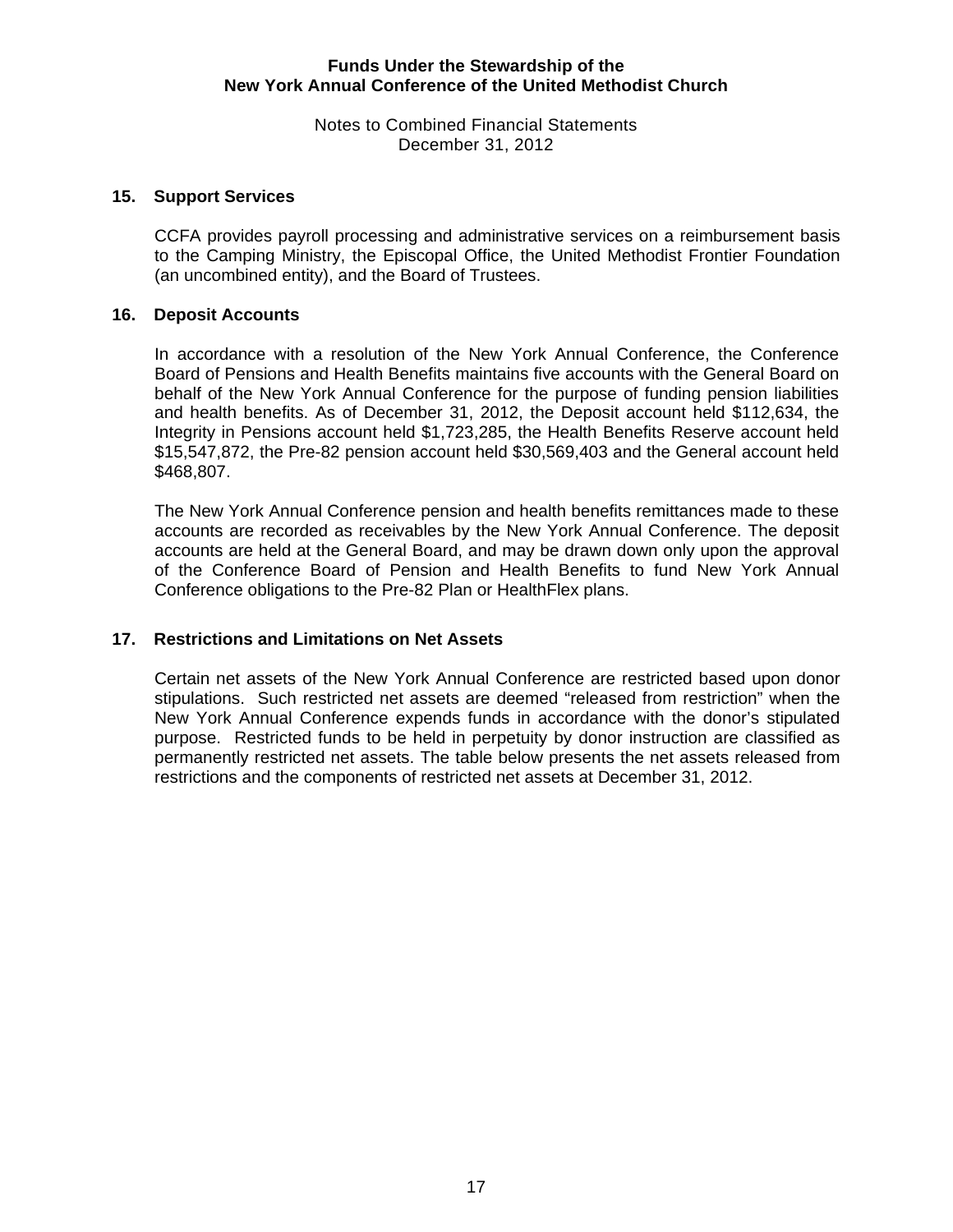## 15. Support Services

CCFA provides payroll processing and administrative services on a reimbursement basis to the Camping Ministry, the Episcopal Office, the United Methodist Frontier Foundation (an uncombined entity), and the Board of Trustees.

## 16. Deposit Accounts

In accordance with a resolution of the New York Annual Conference, the Conference Board of Pensions and Health Benefits maintains five accounts with the General Board on behalf of the New York Annual Conference for the purpose of funding pension liabilities and health benefits. As of December 31, 2012, the Deposit account held $112,634, the Integrity in Pensions account held $1,723,285, the Health Benefits Reserve account held $15,547,872, the Pre-82 pension account held $30,569,403 and the General account held $468,807.

The New York Annual Conference pension and health benefits remittances made to these accounts are recorded as receivables by the New York Annual Conference. The deposit accounts are held at the General Board, and may be drawn down only upon the approval of the Conference Board of Pension and Health Benefits to fund New York Annual Conference obligations to the Pre-82 Plan or HealthFlex plans.

## 17. Restrictions and Limitations on Net Assets

Certain net assets of the New York Annual Conference are restricted based upon donor stipulations. Such restricted net assets are deemed "released from restriction" when the New York Annual Conference expends funds in accordance with the donor's stipulated purpose. Restricted funds to be held in perpetuity by donor instruction are classified as permanently restricted net assets. The table below presents the net assets released from restrictions and the components of restricted net assets at December 31, 2012.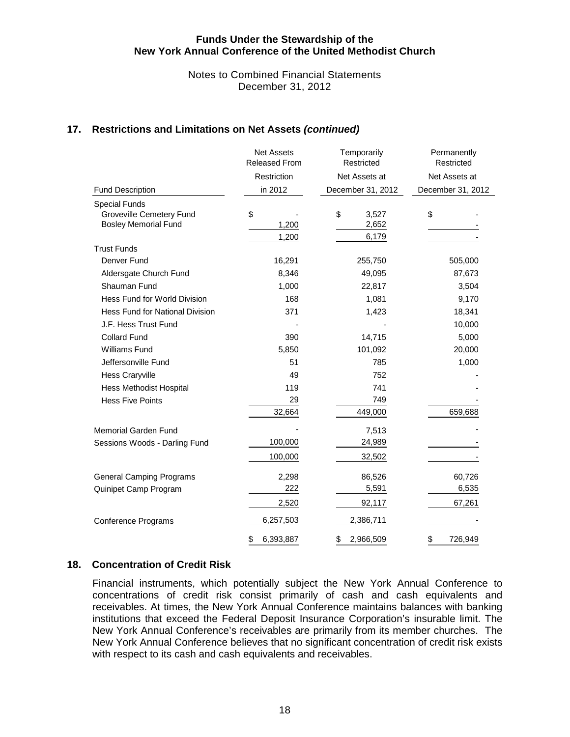## 17. Restrictions and Limitations on Net Assets *(continued)*

| Fund Description | Net Assets Released From Restriction in 2012 | Temporarily Restricted Net Assets at December 31, 2012 | Permanently Restricted Net Assets at December 31, 2012 |
|---|---|---|---|
| Special Funds | | | |
| Groveville Cemetery Fund | $ - | $ 3,527 | $ - |
| Bosley Memorial Fund | 1,200 | 2,652 | - |
| | 1,200 | 6,179 | - |
| Trust Funds | | | |
| Denver Fund | 16,291 | 255,750 | 505,000 |
| Aldersgate Church Fund | 8,346 | 49,095 | 87,673 |
| Shauman Fund | 1,000 | 22,817 | 3,504 |
| Hess Fund for World Division | 168 | 1,081 | 9,170 |
| Hess Fund for National Division | 371 | 1,423 | 18,341 |
| J.F. Hess Trust Fund | - | - | 10,000 |
| Collard Fund | 390 | 14,715 | 5,000 |
| Williams Fund | 5,850 | 101,092 | 20,000 |
| Jeffersonville Fund | 51 | 785 | 1,000 |
| Hess Craryville | 49 | 752 | - |
| Hess Methodist Hospital | 119 | 741 | - |
| Hess Five Points | 29 | 749 | - |
| | 32,664 | 449,000 | 659,688 |
| Memorial Garden Fund | - | 7,513 | - |
| Sessions Woods - Darling Fund | 100,000 | 24,989 | - |
| | 100,000 | 32,502 | - |
| General Camping Programs | 2,298 | 86,526 | 60,726 |
| Quinipet Camp Program | 222 | 5,591 | 6,535 |
| | 2,520 | 92,117 | 67,261 |
| Conference Programs | 6,257,503 | 2,386,711 | - |
| | $ 6,393,887 | $ 2,966,509 | $ 726,949 |

## 18. Concentration of Credit Risk

Financial instruments, which potentially subject the New York Annual Conference to concentrations of credit risk consist primarily of cash and cash equivalents and receivables. At times, the New York Annual Conference maintains balances with banking institutions that exceed the Federal Deposit Insurance Corporation's insurable limit. The New York Annual Conference's receivables are primarily from its member churches. The New York Annual Conference believes that no significant concentration of credit risk exists with respect to its cash and cash equivalents and receivables.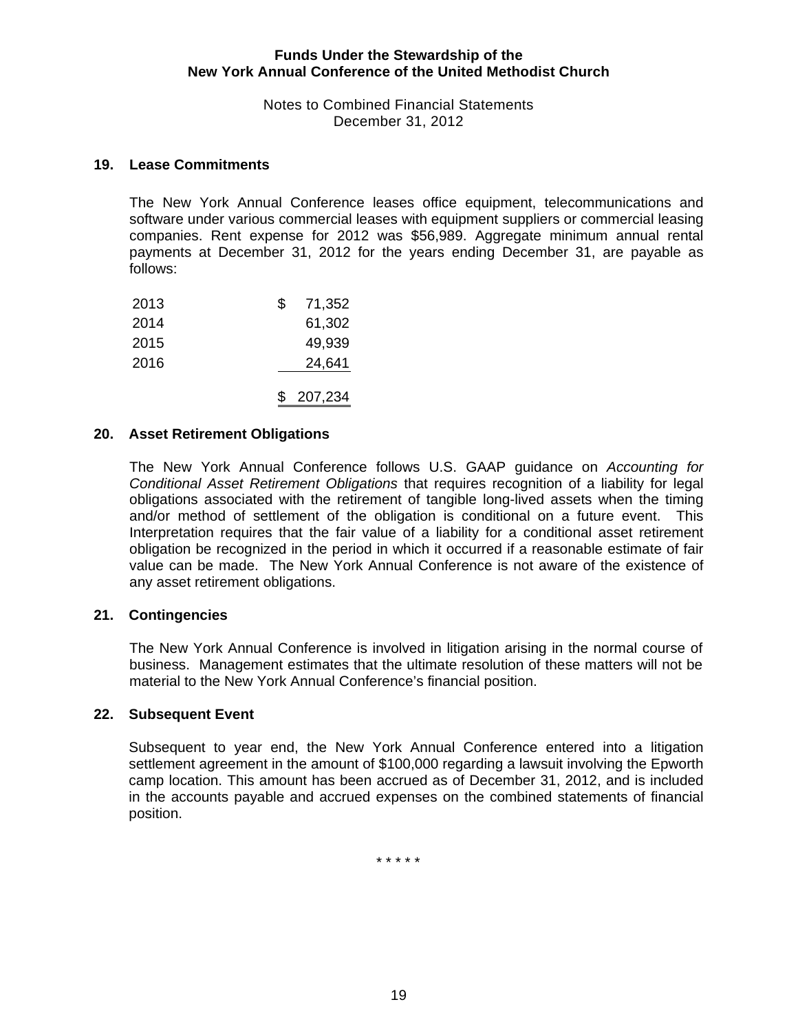## 19. Lease Commitments

The New York Annual Conference leases office equipment, telecommunications and software under various commercial leases with equipment suppliers or commercial leasing companies. Rent expense for 2012 was $56,989. Aggregate minimum annual rental payments at December 31, 2012 for the years ending December 31, are payable as follows:

| | |
|---|---|
| 2013 | $ 71,352 |
| 2014 | 61,302 |
| 2015 | 49,939 |
| 2016 | 24,641 |
| | $ 207,234 |

## 20. Asset Retirement Obligations

The New York Annual Conference follows U.S. GAAP guidance on *Accounting for Conditional Asset Retirement Obligations* that requires recognition of a liability for legal obligations associated with the retirement of tangible long-lived assets when the timing and/or method of settlement of the obligation is conditional on a future event. This Interpretation requires that the fair value of a liability for a conditional asset retirement obligation be recognized in the period in which it occurred if a reasonable estimate of fair value can be made. The New York Annual Conference is not aware of the existence of any asset retirement obligations.

## 21. Contingencies

The New York Annual Conference is involved in litigation arising in the normal course of business. Management estimates that the ultimate resolution of these matters will not be material to the New York Annual Conference's financial position.

## 22. Subsequent Event

Subsequent to year end, the New York Annual Conference entered into a litigation settlement agreement in the amount of $100,000 regarding a lawsuit involving the Epworth camp location. This amount has been accrued as of December 31, 2012, and is included in the accounts payable and accrued expenses on the combined statements of financial position.

\* \* \* \* \*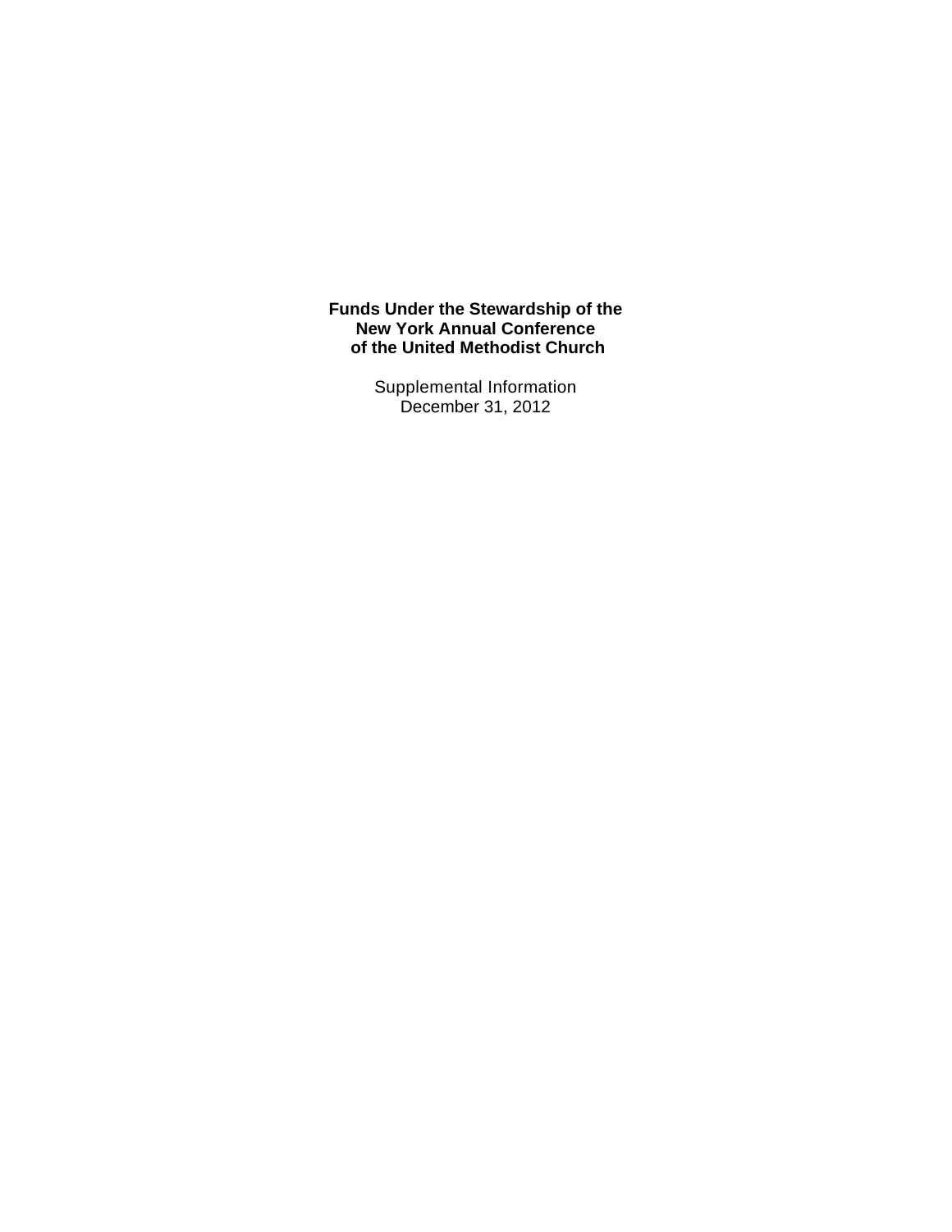**Funds Under the Stewardship of the**
**New York Annual Conference**
**of the United Methodist Church**

Supplemental Information
December 31, 2012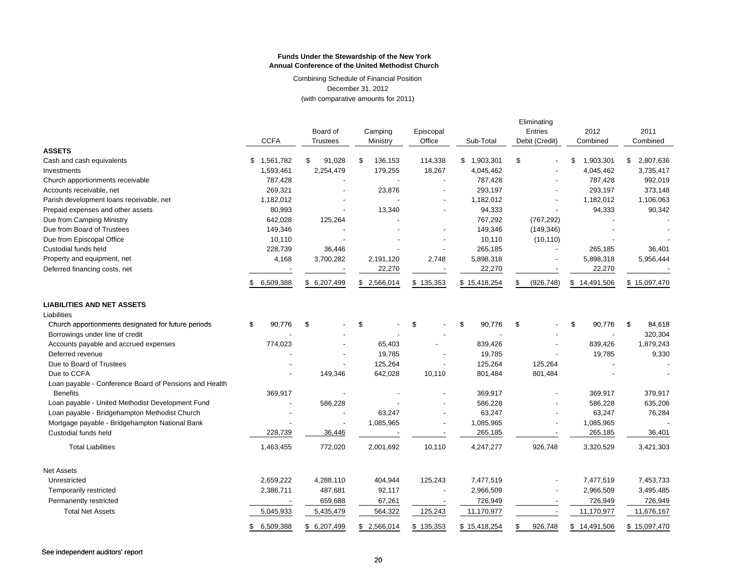**Funds Under the Stewardship of the New York Annual Conference of the United Methodist Church**

Combining Schedule of Financial Position
December 31, 2012
(with comparative amounts for 2011)

| | CCFA | Board of Trustees | Camping Ministry | Episcopal Office | Sub-Total | Eliminating Entries Debit (Credit) | 2012 Combined | 2011 Combined |
|---|---|---|---|---|---|---|---|---|
| **ASSETS** | | | | | | | | |
| Cash and cash equivalents | $ 1,561,782 | $ 91,028 | $ 136,153 | 114,338 | $ 1,903,301 | $ - | $ 1,903,301 | $ 2,807,636 |
| Investments | 1,593,461 | 2,254,479 | 179,255 | 18,267 | 4,045,462 | - | 4,045,462 | 3,735,417 |
| Church apportionments receivable | 787,428 | - | - | - | 787,428 | - | 787,428 | 992,019 |
| Accounts receivable, net | 269,321 | - | 23,876 | - | 293,197 | - | 293,197 | 373,148 |
| Parish development loans receivable, net | 1,182,012 | - | - | - | 1,182,012 | - | 1,182,012 | 1,106,063 |
| Prepaid expenses and other assets | 80,993 | - | 13,340 | - | 94,333 | - | 94,333 | 90,342 |
| Due from Camping Ministry | 642,028 | 125,264 | - | | 767,292 | (767,292) | - | - |
| Due from Board of Trustees | 149,346 | - | - | - | 149,346 | (149,346) | - | - |
| Due from Episcopal Office | 10,110 | - | - | - | 10,110 | (10,110) | - | - |
| Custodial funds held | 228,739 | 36,446 | - | - | 265,185 | - | 265,185 | 36,401 |
| Property and equipment, net | 4,168 | 3,700,282 | 2,191,120 | 2,748 | 5,898,318 | - | 5,898,318 | 5,956,444 |
| Deferred financing costs, net | - | - | 22,270 | - | 22,270 | - | 22,270 | - |
| | $ 6,509,388 | $ 6,207,499 | $ 2,566,014 | $ 135,353 | $ 15,418,254 | $ (926,748) | $ 14,491,506 | $ 15,097,470 |
| **LIABILITIES AND NET ASSETS** | | | | | | | | |
| Liabilities | | | | | | | | |
| Church apportionments designated for future periods | $ 90,776 | $ - | $ - | $ - | $ 90,776 | $ - | $ 90,776 | $ 84,618 |
| Borrowings under line of credit | - | - | - | - | - | - | - | 320,304 |
| Accounts payable and accrued expenses | 774,023 | - | 65,403 | - | 839,426 | - | 839,426 | 1,879,243 |
| Deferred revenue | - | - | 19,785 | - | 19,785 | - | 19,785 | 9,330 |
| Due to Board of Trustees | - | - | 125,264 | - | 125,264 | 125,264 | - | - |
| Due to CCFA | - | 149,346 | 642,028 | 10,110 | 801,484 | 801,484 | - | - |
| Loan payable - Conference Board of Pensions and Health Benefits | 369,917 | - | - | - | 369,917 | - | 369,917 | 379,917 |
| Loan payable - United Methodist Development Fund | - | 586,228 | - | - | 586,228 | - | 586,228 | 635,206 |
| Loan payable - Bridgehampton Methodist Church | - | - | 63,247 | - | 63,247 | - | 63,247 | 76,284 |
| Mortgage payable - Bridgehampton National Bank | - | - | 1,085,965 | - | 1,085,965 | - | 1,085,965 | - |
| Custodial funds held | 228,739 | 36,446 | - | - | 265,185 | - | 265,185 | 36,401 |
| Total Liabilities | 1,463,455 | 772,020 | 2,001,692 | 10,110 | 4,247,277 | 926,748 | 3,320,529 | 3,421,303 |
| Net Assets | | | | | | | | |
| Unrestricted | 2,659,222 | 4,288,110 | 404,944 | 125,243 | 7,477,519 | - | 7,477,519 | 7,453,733 |
| Temporarily restricted | 2,386,711 | 487,681 | 92,117 | - | 2,966,509 | - | 2,966,509 | 3,495,485 |
| Permanently restricted | - | 659,688 | 67,261 | - | 726,949 | - | 726,949 | 726,949 |
| Total Net Assets | 5,045,933 | 5,435,479 | 564,322 | 125,243 | 11,170,977 | - | 11,170,977 | 11,676,167 |
| | $ 6,509,388 | $ 6,207,499 | $ 2,566,014 | $ 135,353 | $ 15,418,254 | $ 926,748 | $ 14,491,506 | $ 15,097,470 |

See independent auditors' report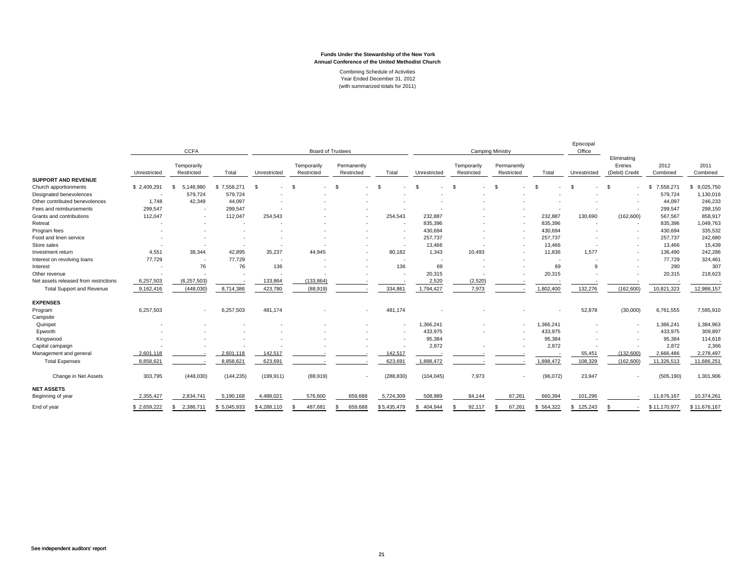**Funds Under the Stewardship of the New York Annual Conference of the United Methodist Church**

Combining Schedule of Activities
Year Ended December 31, 2012
(with summarized totals for 2011)

| | CCFA | | | Board of Trustees | | | | Camping Ministry | | | | Episcopal Office | | | |
|---|---|---|---|---|---|---|---|---|---|---|---|---|---|---|---|
| | Unrestricted | Temporarily Restricted | Total | Unrestricted | Temporarily Restricted | Permanently Restricted | Total | Unrestricted | Temporarily Restricted | Permanently Restricted | Total | Unrestricted | Eliminating Entries (Debit) Credit | 2012 Combined | 2011 Combined |
| **SUPPORT AND REVENUE** | | | | | | | | | | | | | | | |
| Church apportionments | $ 2,409,291 | $ 5,148,980 | $ 7,558,271 | $ - | $ - | $ - | $ - | $ - | $ - | $ - | $ - | $ - | $ - | $ 7,558,271 | $ 8,025,750 |
| Designated benevolences | - | 579,724 | 579,724 | - | - | - | - | - | - | - | - | - | - | 579,724 | 1,130,016 |
| Other contributed benevolences | 1,748 | 42,349 | 44,097 | - | - | - | - | - | - | - | - | - | - | 44,097 | 246,233 |
| Fees and reimbursements | 299,547 | - | 299,547 | - | - | - | - | - | - | - | - | - | - | 299,547 | 298,150 |
| Grants and contributions | 112,047 | - | 112,047 | 254,543 | - | - | 254,543 | 232,887 | - | - | 232,887 | 130,690 | (162,600) | 567,567 | 858,917 |
| Retreat | - | - | - | - | - | - | - | 835,396 | - | - | 835,396 | - | - | 835,396 | 1,049,763 |
| Program fees | - | - | - | - | - | - | - | 430,694 | - | - | 430,694 | - | - | 430,694 | 335,532 |
| Food and linen service | - | - | - | - | - | - | - | 257,737 | - | - | 257,737 | - | - | 257,737 | 242,680 |
| Store sales | - | - | - | - | - | - | - | 13,466 | - | - | 13,466 | - | - | 13,466 | 15,439 |
| Investment return | 4,551 | 38,344 | 42,895 | 35,237 | 44,945 | - | 80,182 | 1,343 | 10,493 | - | 11,836 | 1,577 | - | 136,490 | 242,286 |
| Interest on revolving loans | 77,729 | - | 77,729 | - | - | - | - | - | - | - | - | - | - | 77,729 | 324,461 |
| Interest | - | 76 | 76 | 136 | - | - | 136 | 69 | - | - | 69 | 9 | - | 290 | 307 |
| Other revenue | - | - | - | - | - | - | - | 20,315 | - | - | 20,315 | - | - | 20,315 | 218,623 |
| Net assets released from restrictions | 6,257,503 | (6,257,503) | - | 133,864 | (133,864) | - | - | 2,520 | (2,520) | - | - | - | - | - | - |
| Total Support and Revenue | 9,162,416 | (448,030) | 8,714,386 | 423,780 | (88,919) | - | 334,861 | 1,794,427 | 7,973 | - | 1,802,400 | 132,276 | (162,600) | 10,821,323 | 12,988,157 |
| **EXPENSES** | | | | | | | | | | | | | | | |
| Program | 6,257,503 | - | 6,257,503 | 481,174 | - | - | 481,174 | - | - | - | - | 52,878 | (30,000) | 6,761,555 | 7,595,910 |
| Campsite | | | | | | | | | | | | | | | |
| Quinipet | - | - | - | - | - | - | - | 1,366,241 | - | - | 1,366,241 | - | - | 1,366,241 | 1,384,963 |
| Epworth | - | - | - | - | - | - | - | 433,975 | - | - | 433,975 | - | - | 433,975 | 309,897 |
| Kingswood | - | - | - | - | - | - | - | 95,384 | - | - | 95,384 | - | - | 95,384 | 114,618 |
| Capital campaign | - | - | - | - | - | - | - | 2,872 | - | - | 2,872 | - | - | 2,872 | 2,366 |
| Management and general | 2,601,118 | - | 2,601,118 | 142,517 | - | - | 142,517 | - | - | - | - | 55,451 | (132,600) | 2,666,486 | 2,278,497 |
| Total Expenses | 8,858,621 | - | 8,858,621 | 623,691 | - | - | 623,691 | 1,898,472 | - | - | 1,898,472 | 108,329 | (162,600) | 11,326,513 | 11,686,251 |
| Change in Net Assets | 303,795 | (448,030) | (144,235) | (199,911) | (88,919) | - | (288,830) | (104,045) | 7,973 | - | (96,072) | 23,947 | - | (505,190) | 1,301,906 |
| **NET ASSETS** | | | | | | | | | | | | | | | |
| Beginning of year | 2,355,427 | 2,834,741 | 5,190,168 | 4,488,021 | 576,600 | 659,688 | 5,724,309 | 508,989 | 84,144 | 67,261 | 660,394 | 101,296 | - | 11,676,167 | 10,374,261 |
| End of year | $ 2,659,222 | $ 2,386,711 | $ 5,045,933 | $ 4,288,110 | $ 487,681 | $ 659,688 | $ 5,435,479 | $ 404,944 | $ 92,117 | $ 67,261 | $ 564,322 | $ 125,243 | $ - | $ 11,170,977 | $ 11,676,167 |

See independent auditors' report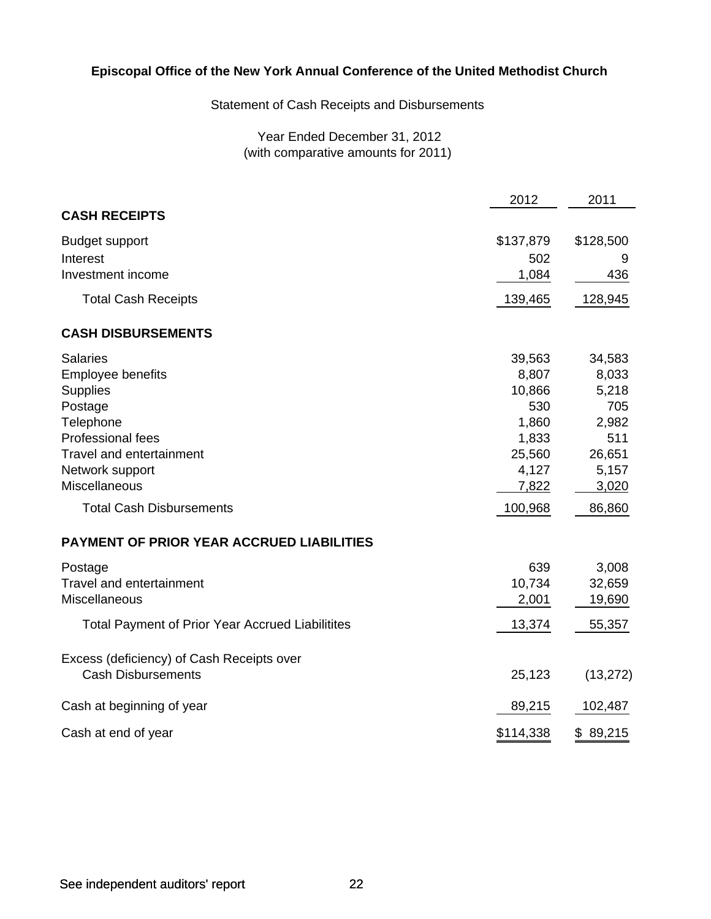**Episcopal Office of the New York Annual Conference of the United Methodist Church**

Statement of Cash Receipts and Disbursements

Year Ended December 31, 2012
(with comparative amounts for 2011)

| | 2012 | 2011 |
|---|---|---|
| **CASH RECEIPTS** | | |
| Budget support | $137,879 | $128,500 |
| Interest | 502 | 9 |
| Investment income | 1,084 | 436 |
| Total Cash Receipts | 139,465 | 128,945 |
| **CASH DISBURSEMENTS** | | |
| Salaries | 39,563 | 34,583 |
| Employee benefits | 8,807 | 8,033 |
| Supplies | 10,866 | 5,218 |
| Postage | 530 | 705 |
| Telephone | 1,860 | 2,982 |
| Professional fees | 1,833 | 511 |
| Travel and entertainment | 25,560 | 26,651 |
| Network support | 4,127 | 5,157 |
| Miscellaneous | 7,822 | 3,020 |
| Total Cash Disbursements | 100,968 | 86,860 |
| **PAYMENT OF PRIOR YEAR ACCRUED LIABILITIES** | | |
| Postage | 639 | 3,008 |
| Travel and entertainment | 10,734 | 32,659 |
| Miscellaneous | 2,001 | 19,690 |
| Total Payment of Prior Year Accrued Liabilitites | 13,374 | 55,357 |
| Excess (deficiency) of Cash Receipts over Cash Disbursements | 25,123 | (13,272) |
| Cash at beginning of year | 89,215 | 102,487 |
| Cash at end of year | $114,338 | $ 89,215 |

See independent auditors' report